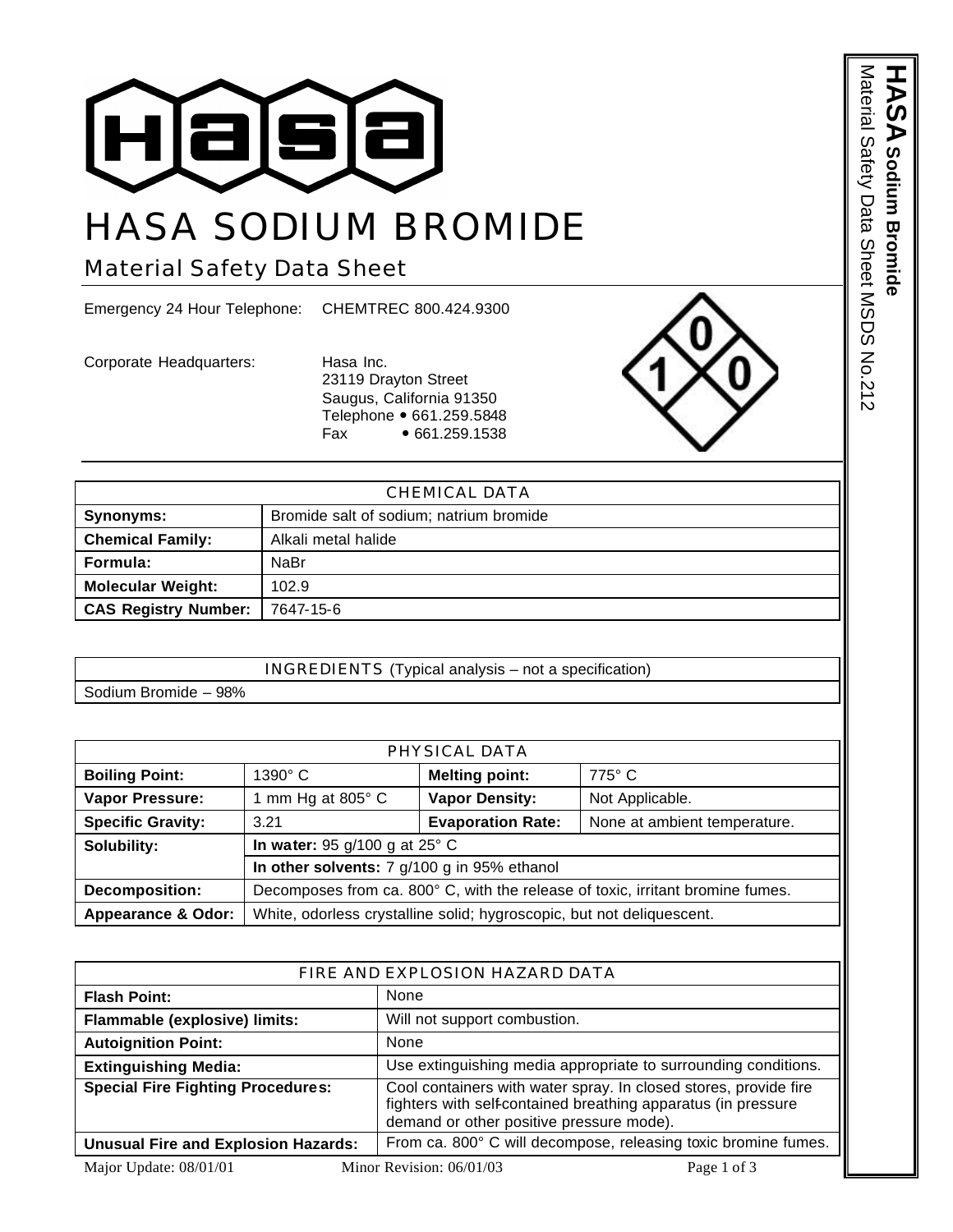# HASA SODIUM BROMIDE

## Material Safety Data Sheet

Emergency 24 Hour Telephone: CHEMTREC 800.424.9300

Corporate Headquarters: Hasa Inc.
23119 Drayton Street
Saugus, California 91350
Telephone • 661.259.5848
Fax • 661.259.1538

| CHEMICAL DATA | |
|---|---|
| **Synonyms:** | Bromide salt of sodium; natrium bromide |
| **Chemical Family:** | Alkali metal halide |
| **Formula:** | NaBr |
| **Molecular Weight:** | 102.9 |
| **CAS Registry Number:** | 7647-15-6 |

| INGREDIENTS (Typical analysis – not a specification) |
|---|
| Sodium Bromide – 98% |

| PHYSICAL DATA | | | |
|---|---|---|---|
| **Boiling Point:** | 1390° C | **Melting point:** | 775° C |
| **Vapor Pressure:** | 1 mm Hg at 805° C | **Vapor Density:** | Not Applicable. |
| **Specific Gravity:** | 3.21 | **Evaporation Rate:** | None at ambient temperature. |
| **Solubility:** | **In water:** 95 g/100 g at 25° C | | |
| | **In other solvents:** 7 g/100 g in 95% ethanol | | |
| **Decomposition:** | Decomposes from ca. 800° C, with the release of toxic, irritant bromine fumes. | | |
| **Appearance & Odor:** | White, odorless crystalline solid; hygroscopic, but not deliquescent. | | |

| FIRE AND EXPLOSION HAZARD DATA | |
|---|---|
| **Flash Point:** | None |
| **Flammable (explosive) limits:** | Will not support combustion. |
| **Autoignition Point:** | None |
| **Extinguishing Media:** | Use extinguishing media appropriate to surrounding conditions. |
| **Special Fire Fighting Procedures:** | Cool containers with water spray. In closed stores, provide fire fighters with self-contained breathing apparatus (in pressure demand or other positive pressure mode). |
| **Unusual Fire and Explosion Hazards:** | From ca. 800° C will decompose, releasing toxic bromine fumes. |

Major Update: 08/01/01 Minor Revision: 06/01/03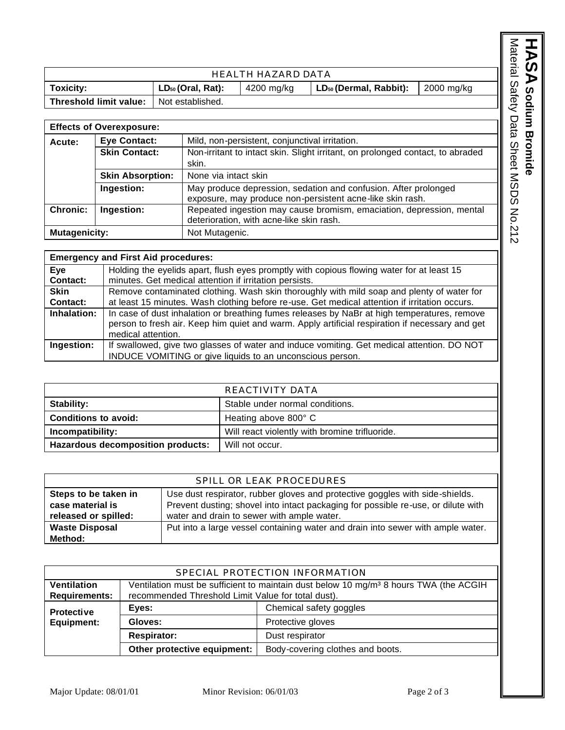## HEALTH HAZARD DATA

| **Toxicity:** | **$LD_{50}$ (Oral, Rat):** | 4200 mg/kg | **$LD_{50}$ (Dermal, Rabbit):** | 2000 mg/kg |
|---|---|---|---|---|
| **Threshold limit value:** | Not established. | | | |

| **Effects of Overexposure:** | | |
|---|---|---|
| **Acute:** | **Eye Contact:** | Mild, non-persistent, conjunctival irritation. |
| | **Skin Contact:** | Non-irritant to intact skin. Slight irritant, on prolonged contact, to abraded skin. |
| | **Skin Absorption:** | None via intact skin |
| | **Ingestion:** | May produce depression, sedation and confusion. After prolonged exposure, may produce non-persistent acne-like skin rash. |
| **Chronic:** | **Ingestion:** | Repeated ingestion may cause bromism, emaciation, depression, mental deterioration, with acne-like skin rash. |
| **Mutagenicity:** | | Not Mutagenic. |

| **Emergency and First Aid procedures:** | |
|---|---|
| **Eye Contact:** | Holding the eyelids apart, flush eyes promptly with copious flowing water for at least 15 minutes. Get medical attention if irritation persists. |
| **Skin Contact:** | Remove contaminated clothing. Wash skin thoroughly with mild soap and plenty of water for at least 15 minutes. Wash clothing before re-use. Get medical attention if irritation occurs. |
| **Inhalation:** | In case of dust inhalation or breathing fumes releases by NaBr at high temperatures, remove person to fresh air. Keep him quiet and warm. Apply artificial respiration if necessary and get medical attention. |
| **Ingestion:** | If swallowed, give two glasses of water and induce vomiting. Get medical attention. DO NOT INDUCE VOMITING or give liquids to an unconscious person. |

## REACTIVITY DATA

| | |
|---|---|
| **Stability:** | Stable under normal conditions. |
| **Conditions to avoid:** | Heating above 800° C |
| **Incompatibility:** | Will react violently with bromine trifluoride. |
| **Hazardous decomposition products:** | Will not occur. |

## SPILL OR LEAK PROCEDURES

| | |
|---|---|
| **Steps to be taken in case material is released or spilled:** | Use dust respirator, rubber gloves and protective goggles with side-shields. Prevent dusting; shovel into intact packaging for possible re-use, or dilute with water and drain to sewer with ample water. |
| **Waste Disposal Method:** | Put into a large vessel containing water and drain into sewer with ample water. |

## SPECIAL PROTECTION INFORMATION

| | | |
|---|---|---|
| **Ventilation Requirements:** | Ventilation must be sufficient to maintain dust below 10 mg/m³ 8 hours TWA (the ACGIH recommended Threshold Limit Value for total dust). | |
| **Protective Equipment:** | **Eyes:** | Chemical safety goggles |
| | **Gloves:** | Protective gloves |
| | **Respirator:** | Dust respirator |
| | **Other protective equipment:** | Body-covering clothes and boots. |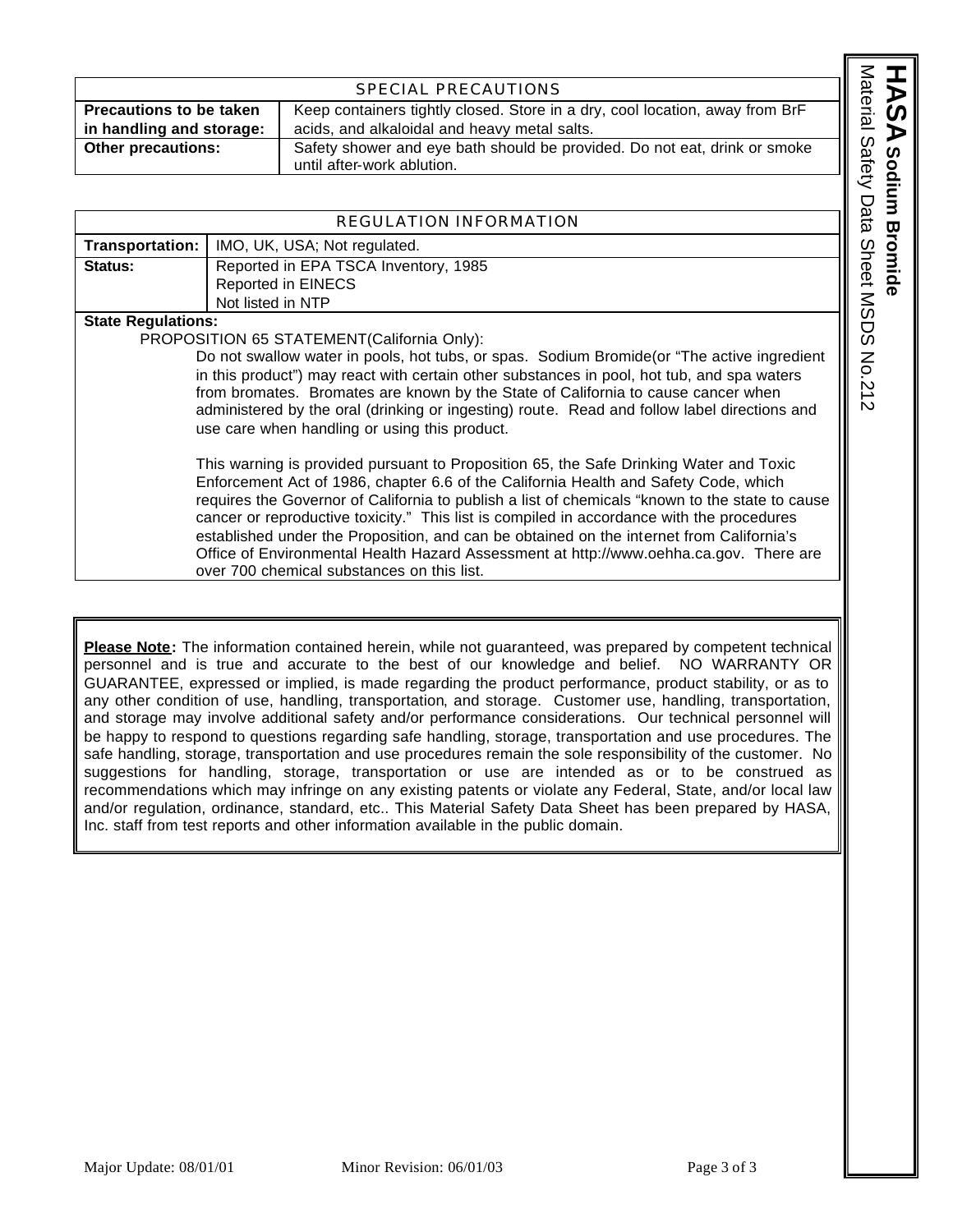## SPECIAL PRECAUTIONS

| | |
|---|---|
| **Precautions to be taken in handling and storage:** | Keep containers tightly closed. Store in a dry, cool location, away from BrF acids, and alkaloidal and heavy metal salts. |
| **Other precautions:** | Safety shower and eye bath should be provided. Do not eat, drink or smoke until after-work ablution. |

## REGULATION INFORMATION

| | |
|---|---|
| **Transportation:** | IMO, UK, USA; Not regulated. |
| **Status:** | Reported in EPA TSCA Inventory, 1985<br>Reported in EINECS<br>Not listed in NTP |

**State Regulations:**

PROPOSITION 65 STATEMENT(California Only):

Do not swallow water in pools, hot tubs, or spas. Sodium Bromide(or "The active ingredient in this product") may react with certain other substances in pool, hot tub, and spa waters from bromates. Bromates are known by the State of California to cause cancer when administered by the oral (drinking or ingesting) route. Read and follow label directions and use care when handling or using this product.

This warning is provided pursuant to Proposition 65, the Safe Drinking Water and Toxic Enforcement Act of 1986, chapter 6.6 of the California Health and Safety Code, which requires the Governor of California to publish a list of chemicals "known to the state to cause cancer or reproductive toxicity." This list is compiled in accordance with the procedures established under the Proposition, and can be obtained on the internet from California's Office of Environmental Health Hazard Assessment at http://www.oehha.ca.gov. There are over 700 chemical substances on this list.

**Please Note:** The information contained herein, while not guaranteed, was prepared by competent technical personnel and is true and accurate to the best of our knowledge and belief. NO WARRANTY OR GUARANTEE, expressed or implied, is made regarding the product performance, product stability, or as to any other condition of use, handling, transportation, and storage. Customer use, handling, transportation, and storage may involve additional safety and/or performance considerations. Our technical personnel will be happy to respond to questions regarding safe handling, storage, transportation and use procedures. The safe handling, storage, transportation and use procedures remain the sole responsibility of the customer. No suggestions for handling, storage, transportation or use are intended as or to be construed as recommendations which may infringe on any existing patents or violate any Federal, State, and/or local law and/or regulation, ordinance, standard, etc.. This Material Safety Data Sheet has been prepared by HASA, Inc. staff from test reports and other information available in the public domain.

Major Update: 08/01/01 Minor Revision: 06/01/03